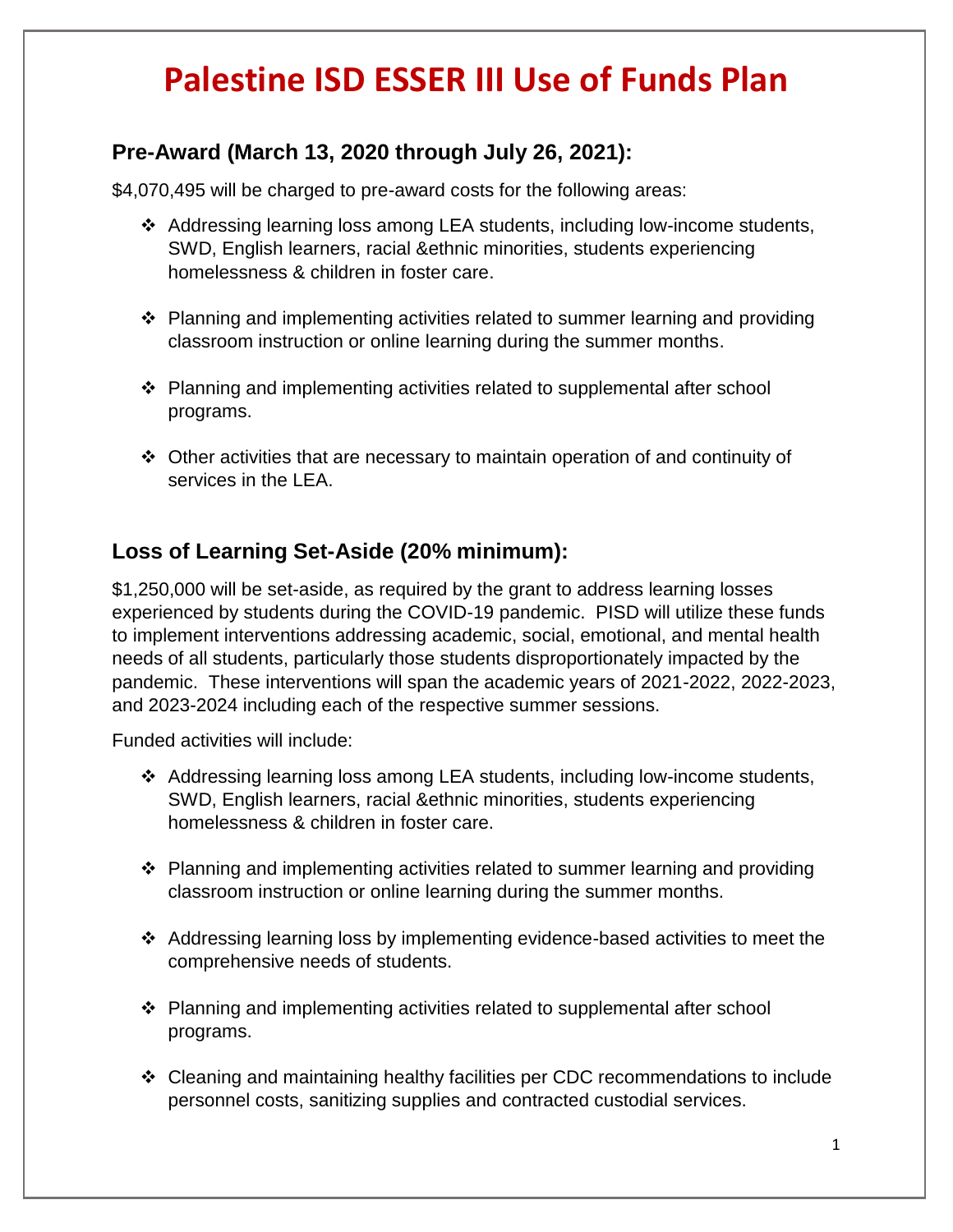# Palestine ISD ESSER III Use of Funds Plan

## Pre-Award (March 13, 2020 through July 26, 2021):

$4,070,495 will be charged to pre-award costs for the following areas:

- Addressing learning loss among LEA students, including low-income students, SWD, English learners, racial &ethnic minorities, students experiencing homelessness & children in foster care.
- Planning and implementing activities related to summer learning and providing classroom instruction or online learning during the summer months.
- Planning and implementing activities related to supplemental after school programs.
- Other activities that are necessary to maintain operation of and continuity of services in the LEA.

## Loss of Learning Set-Aside (20% minimum):

$1,250,000 will be set-aside, as required by the grant to address learning losses experienced by students during the COVID-19 pandemic. PISD will utilize these funds to implement interventions addressing academic, social, emotional, and mental health needs of all students, particularly those students disproportionately impacted by the pandemic. These interventions will span the academic years of 2021-2022, 2022-2023, and 2023-2024 including each of the respective summer sessions.

Funded activities will include:

- Addressing learning loss among LEA students, including low-income students, SWD, English learners, racial &ethnic minorities, students experiencing homelessness & children in foster care.
- Planning and implementing activities related to summer learning and providing classroom instruction or online learning during the summer months.
- Addressing learning loss by implementing evidence-based activities to meet the comprehensive needs of students.
- Planning and implementing activities related to supplemental after school programs.
- Cleaning and maintaining healthy facilities per CDC recommendations to include personnel costs, sanitizing supplies and contracted custodial services.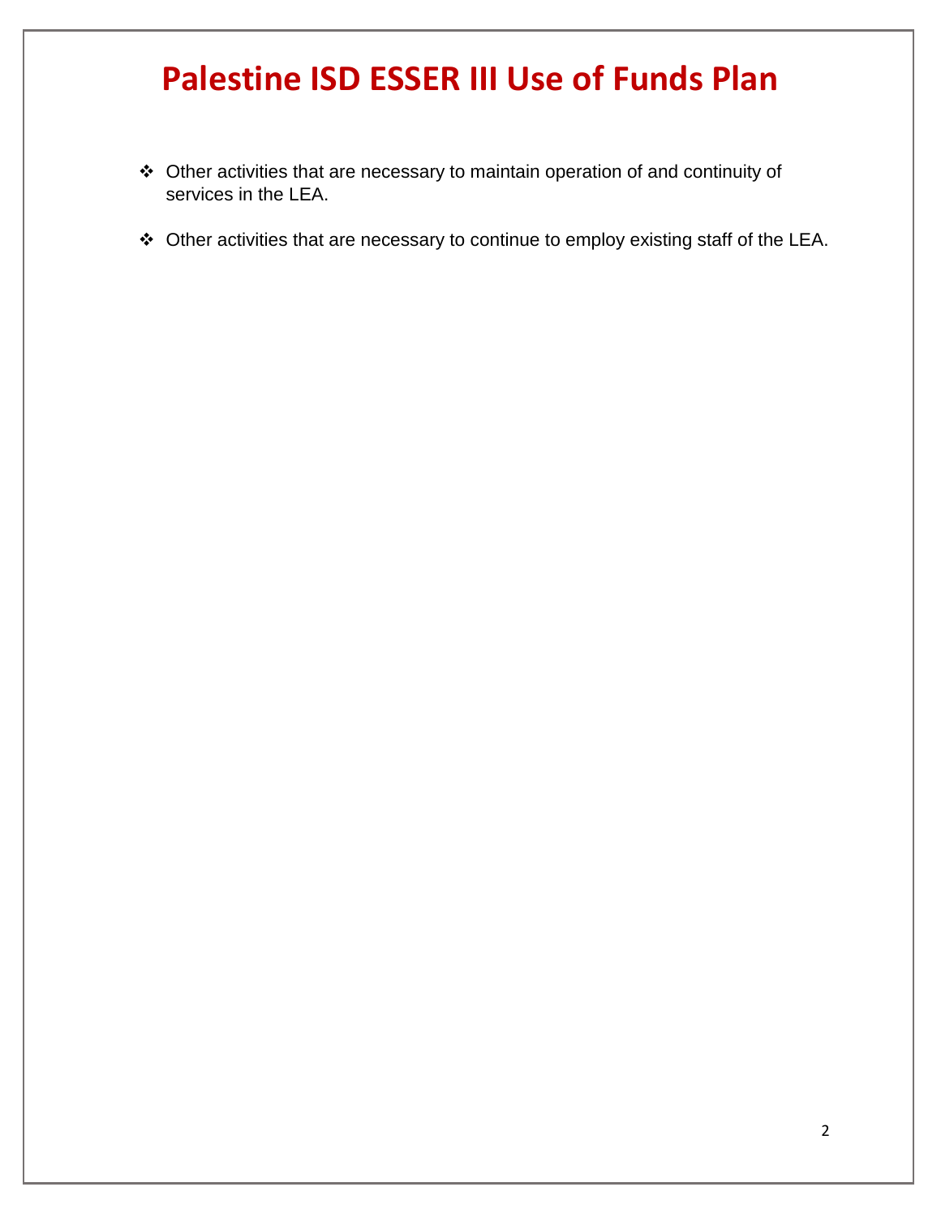# Palestine ISD ESSER III Use of Funds Plan

- Other activities that are necessary to maintain operation of and continuity of services in the LEA.
- Other activities that are necessary to continue to employ existing staff of the LEA.